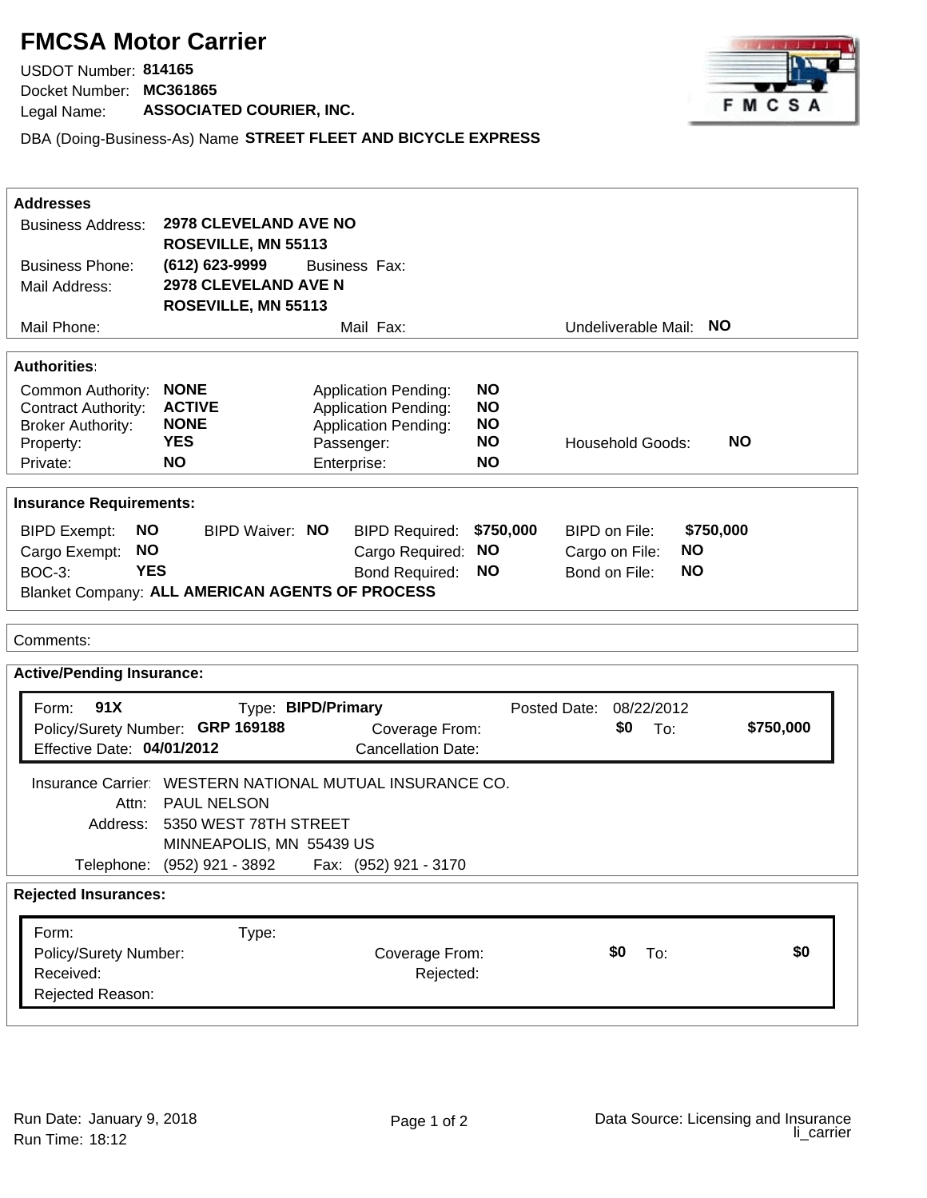# FMCSA Motor Carrier

USDOT Number: **814165**
Docket Number: **MC361865**
Legal Name: **ASSOCIATED COURIER, INC.**

DBA (Doing-Business-As) Name **STREET FLEET AND BICYCLE EXPRESS**

## Addresses

| | | | | | |
|---|---|---|---|---|---|
| Business Address: | **2978 CLEVELAND AVE NO ROSEVILLE, MN 55113** | | | | |
| Business Phone: | **(612) 623-9999** | Business Fax: | | | |
| Mail Address: | **2978 CLEVELAND AVE N ROSEVILLE, MN 55113** | | | | |
| Mail Phone: | | Mail Fax: | | Undeliverable Mail: | **NO** |

## Authorities:

| | | | | | |
|---|---|---|---|---|---|
| Common Authority: | **NONE** | Application Pending: | **NO** | | |
| Contract Authority: | **ACTIVE** | Application Pending: | **NO** | | |
| Broker Authority: | **NONE** | Application Pending: | **NO** | | |
| Property: | **YES** | Passenger: | **NO** | Household Goods: | **NO** |
| Private: | **NO** | Enterprise: | **NO** | | |

## Insurance Requirements:

| | | | | | | | |
|---|---|---|---|---|---|---|---|
| BIPD Exempt: | **NO** | BIPD Waiver: **NO** | BIPD Required: | **$750,000** | BIPD on File: | **$750,000** | |
| Cargo Exempt: | **NO** | | Cargo Required: | **NO** | Cargo on File: | **NO** | |
| BOC-3: | **YES** | | Bond Required: | **NO** | Bond on File: | **NO** | |

Blanket Company: **ALL AMERICAN AGENTS OF PROCESS**

Comments:

## Active/Pending Insurance:

| | | | |
|---|---|---|---|
| Form: **91X** | Type: **BIPD/Primary** | Posted Date: | 08/22/2012 |
| Policy/Surety Number: **GRP 169188** | Coverage From: | **$0** To: | **$750,000** |
| Effective Date: **04/01/2012** | Cancellation Date: | | |

Insurance Carrier: WESTERN NATIONAL MUTUAL INSURANCE CO.
Attn: PAUL NELSON
Address: 5350 WEST 78TH STREET
MINNEAPOLIS, MN 55439 US
Telephone: (952) 921 - 3892 Fax: (952) 921 - 3170

## Rejected Insurances:

| | | | |
|---|---|---|---|
| Form: | Type: | | |
| Policy/Surety Number: | Coverage From: | **$0** To: | **$0** |
| Received: | Rejected: | | |
| Rejected Reason: | | | |

Run Date: January 9, 2018
Run Time: 18:12

Data Source: Licensing and Insurance li_carrier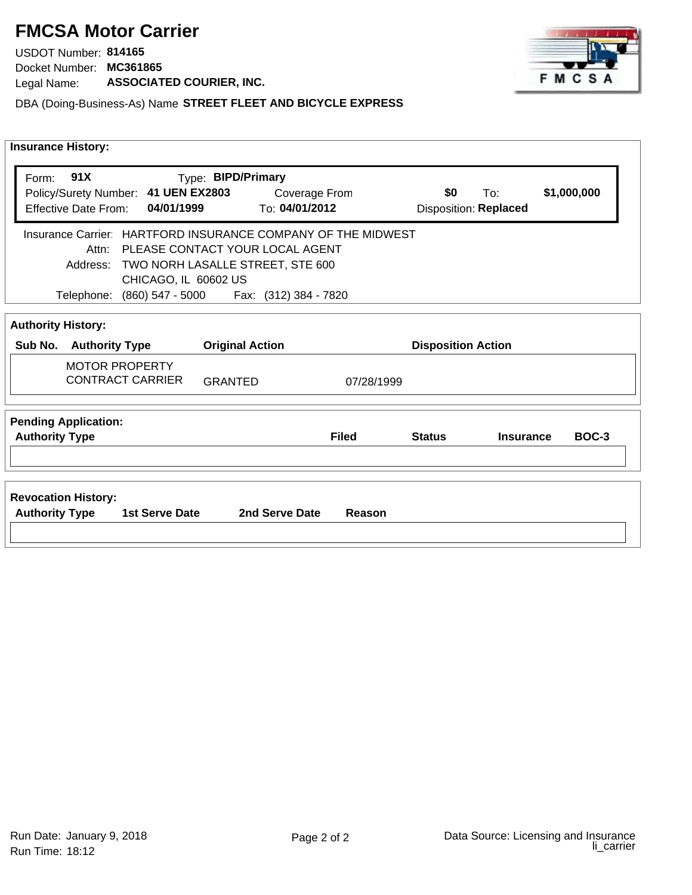# FMCSA Motor Carrier

USDOT Number: **814165**
Docket Number: **MC361865**
Legal Name: **ASSOCIATED COURIER, INC.**

DBA (Doing-Business-As) Name **STREET FLEET AND BICYCLE EXPRESS**

## Insurance History:

Form: **91X** Type: **BIPD/Primary**
Policy/Surety Number: **41 UEN EX2803** Coverage From **$0** To: **$1,000,000**
Effective Date From: **04/01/1999** To: **04/01/2012** Disposition: **Replaced**

Insurance Carrier: HARTFORD INSURANCE COMPANY OF THE MIDWEST
Attn: PLEASE CONTACT YOUR LOCAL AGENT
Address: TWO NORH LASALLE STREET, STE 600
CHICAGO, IL 60602 US
Telephone: (860) 547 - 5000 Fax: (312) 384 - 7820

## Authority History:

| Sub No. | Authority Type | Original Action | | Disposition Action |
|---|---|---|---|---|
| | MOTOR PROPERTY CONTRACT CARRIER | GRANTED | 07/28/1999 | |

## Pending Application:

| Authority Type | Filed | Status | Insurance | BOC-3 |
|---|---|---|---|---|

## Revocation History:

| Authority Type | 1st Serve Date | 2nd Serve Date | Reason |
|---|---|---|---|

Run Date: January 9, 2018
Run Time: 18:12

Data Source: Licensing and Insurance
li_carrier